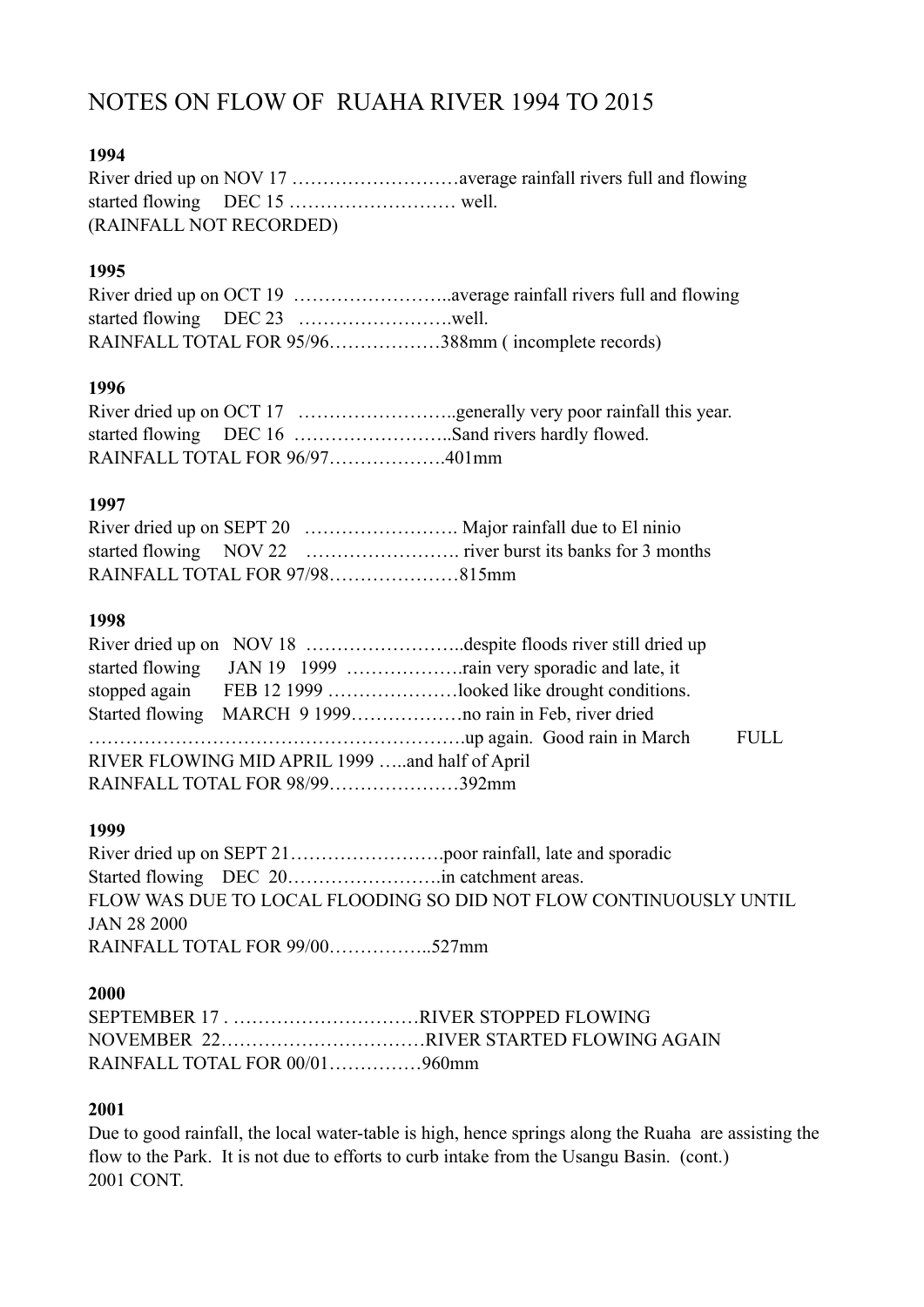# NOTES ON FLOW OF RUAHA RIVER 1994 TO 2015

**1994**

River dried up on NOV 17 ………………………average rainfall rivers full and flowing
started flowing DEC 15 ……………………… well.
(RAINFALL NOT RECORDED)

**1995**

River dried up on OCT 19 ……………………..average rainfall rivers full and flowing
started flowing DEC 23 …………………….well.
RAINFALL TOTAL FOR 95/96………………388mm ( incomplete records)

**1996**

River dried up on OCT 17 ……………………..generally very poor rainfall this year.
started flowing DEC 16 ……………………..Sand rivers hardly flowed.
RAINFALL TOTAL FOR 96/97……………….401mm

**1997**

River dried up on SEPT 20 ……………………. Major rainfall due to El ninio
started flowing NOV 22 ……………………. river burst its banks for 3 months
RAINFALL TOTAL FOR 97/98…………………815mm

**1998**

River dried up on NOV 18 ……………………..despite floods river still dried up
started flowing JAN 19 1999 ……………….rain very sporadic and late, it
stopped again FEB 12 1999 …………………looked like drought conditions.
Started flowing MARCH 9 1999………………no rain in Feb, river dried
……………………………………………………up again. Good rain in March FULL
RIVER FLOWING MID APRIL 1999 …..and half of April
RAINFALL TOTAL FOR 98/99…………………392mm

**1999**

River dried up on SEPT 21…………………….poor rainfall, late and sporadic
Started flowing DEC 20…………………….in catchment areas.
FLOW WAS DUE TO LOCAL FLOODING SO DID NOT FLOW CONTINUOUSLY UNTIL JAN 28 2000
RAINFALL TOTAL FOR 99/00……………..527mm

**2000**

SEPTEMBER 17 . …………………………RIVER STOPPED FLOWING
NOVEMBER 22……………………………RIVER STARTED FLOWING AGAIN
RAINFALL TOTAL FOR 00/01……………960mm

**2001**

Due to good rainfall, the local water-table is high, hence springs along the Ruaha are assisting the flow to the Park. It is not due to efforts to curb intake from the Usangu Basin. (cont.)
2001 CONT.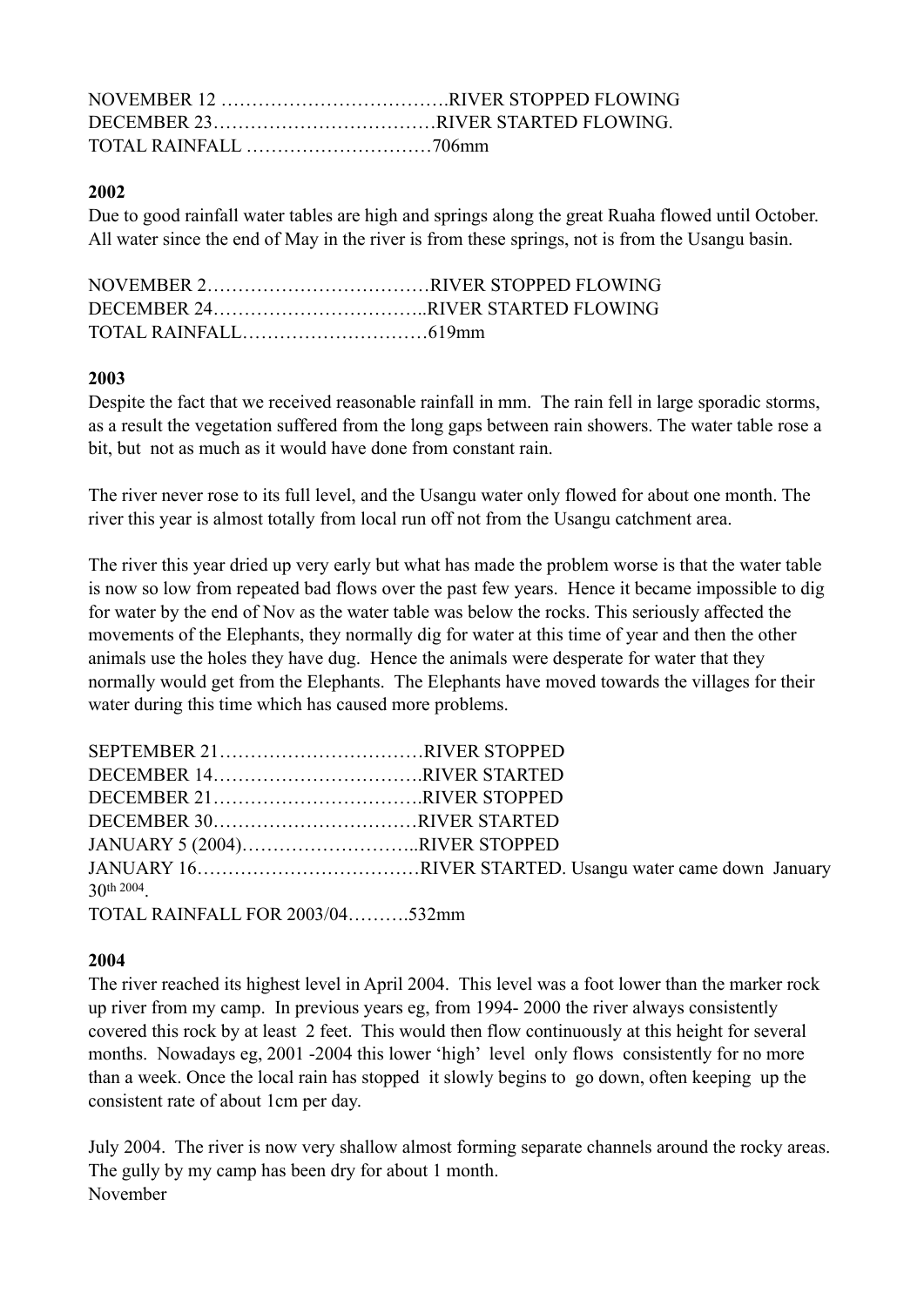NOVEMBER 12 ……………………………….RIVER STOPPED FLOWING
DECEMBER 23………………………………RIVER STARTED FLOWING.
TOTAL RAINFALL …………………………706mm

**2002**

Due to good rainfall water tables are high and springs along the great Ruaha flowed until October. All water since the end of May in the river is from these springs, not is from the Usangu basin.

NOVEMBER 2………………………………RIVER STOPPED FLOWING
DECEMBER 24……………………………..RIVER STARTED FLOWING
TOTAL RAINFALL…………………………619mm

**2003**

Despite the fact that we received reasonable rainfall in mm. The rain fell in large sporadic storms, as a result the vegetation suffered from the long gaps between rain showers. The water table rose a bit, but not as much as it would have done from constant rain.

The river never rose to its full level, and the Usangu water only flowed for about one month. The river this year is almost totally from local run off not from the Usangu catchment area.

The river this year dried up very early but what has made the problem worse is that the water table is now so low from repeated bad flows over the past few years. Hence it became impossible to dig for water by the end of Nov as the water table was below the rocks. This seriously affected the movements of the Elephants, they normally dig for water at this time of year and then the other animals use the holes they have dug. Hence the animals were desperate for water that they normally would get from the Elephants. The Elephants have moved towards the villages for their water during this time which has caused more problems.

SEPTEMBER 21……………………………RIVER STOPPED
DECEMBER 14…………………………….RIVER STARTED
DECEMBER 21…………………………….RIVER STOPPED
DECEMBER 30……………………………RIVER STARTED
JANUARY 5 (2004)………………………..RIVER STOPPED
JANUARY 16………………………………RIVER STARTED. Usangu water came down January 30th 2004.
TOTAL RAINFALL FOR 2003/04……….532mm

**2004**

The river reached its highest level in April 2004. This level was a foot lower than the marker rock up river from my camp. In previous years eg, from 1994- 2000 the river always consistently covered this rock by at least 2 feet. This would then flow continuously at this height for several months. Nowadays eg, 2001 -2004 this lower 'high' level only flows consistently for no more than a week. Once the local rain has stopped it slowly begins to go down, often keeping up the consistent rate of about 1cm per day.

July 2004. The river is now very shallow almost forming separate channels around the rocky areas. The gully by my camp has been dry for about 1 month.
November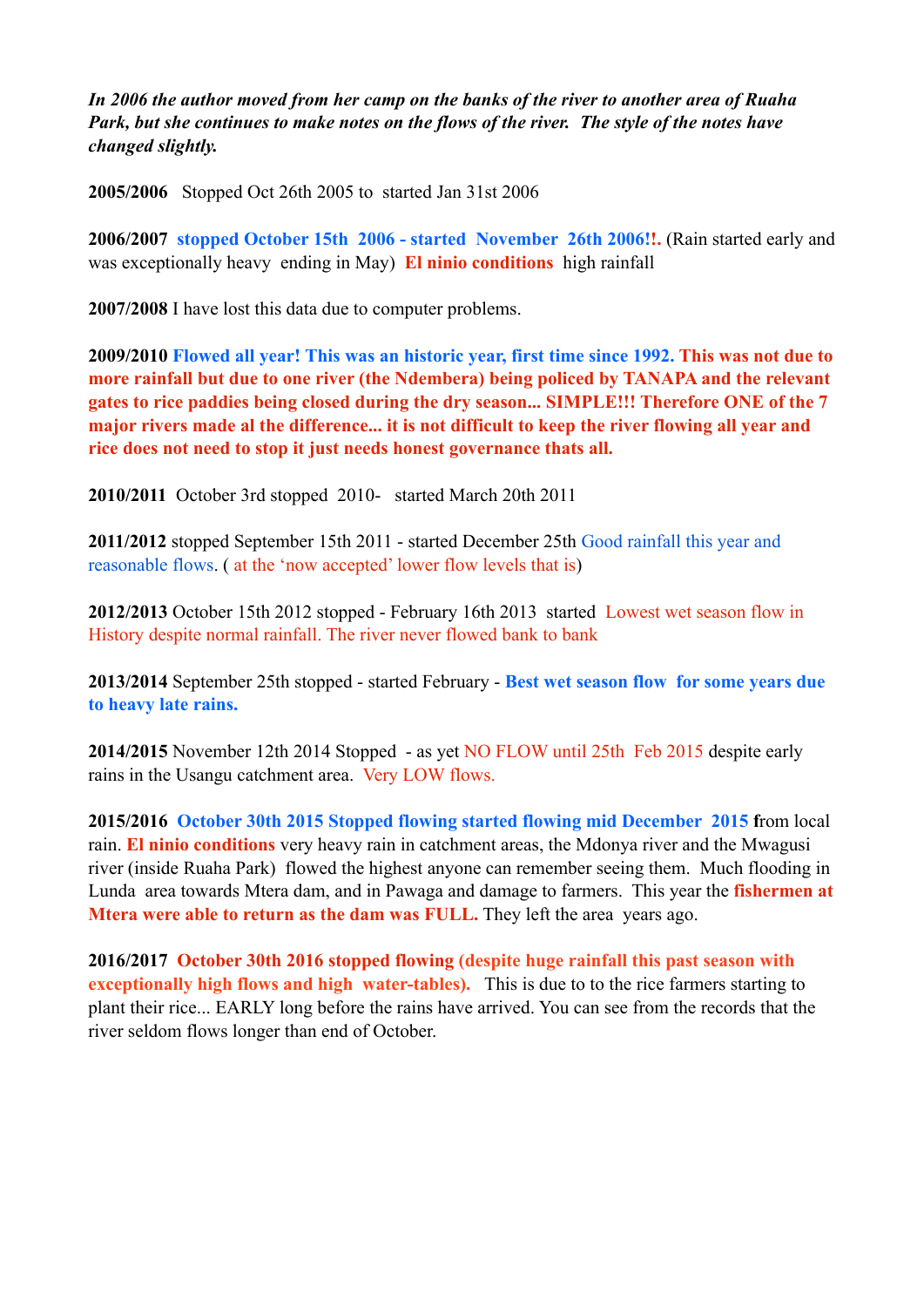***In 2006 the author moved from her camp on the banks of the river to another area of Ruaha Park, but she continues to make notes on the flows of the river. The style of the notes have changed slightly.***

**2005/2006** Stopped Oct 26th 2005 to started Jan 31st 2006

**2006/2007** **stopped October 15th 2006 - started November 26th 2006!!.** (Rain started early and was exceptionally heavy ending in May) **El ninio conditions** high rainfall

**2007/2008** I have lost this data due to computer problems.

**2009/2010** **Flowed all year! This was an historic year, first time since 1992. This was not due to more rainfall but due to one river (the Ndembera) being policed by TANAPA and the relevant gates to rice paddies being closed during the dry season... SIMPLE!!! Therefore ONE of the 7 major rivers made al the difference... it is not difficult to keep the river flowing all year and rice does not need to stop it just needs honest governance thats all.**

**2010/2011** October 3rd stopped 2010- started March 20th 2011

**2011/2012** stopped September 15th 2011 - started December 25th Good rainfall this year and reasonable flows. ( at the 'now accepted' lower flow levels that is)

**2012/2013** October 15th 2012 stopped - February 16th 2013 started Lowest wet season flow in History despite normal rainfall. The river never flowed bank to bank

**2013/2014** September 25th stopped - started February - **Best wet season flow for some years due to heavy late rains.**

**2014/2015** November 12th 2014 Stopped - as yet NO FLOW until 25th Feb 2015 despite early rains in the Usangu catchment area. Very LOW flows.

**2015/2016** **October 30th 2015 Stopped flowing started flowing mid December 2015 f**rom local rain. **El ninio conditions** very heavy rain in catchment areas, the Mdonya river and the Mwagusi river (inside Ruaha Park) flowed the highest anyone can remember seeing them. Much flooding in Lunda area towards Mtera dam, and in Pawaga and damage to farmers. This year the **fishermen at Mtera were able to return as the dam was FULL.** They left the area years ago.

**2016/2017** **October 30th 2016 stopped flowing (despite huge rainfall this past season with exceptionally high flows and high water-tables).** This is due to to the rice farmers starting to plant their rice... EARLY long before the rains have arrived. You can see from the records that the river seldom flows longer than end of October.